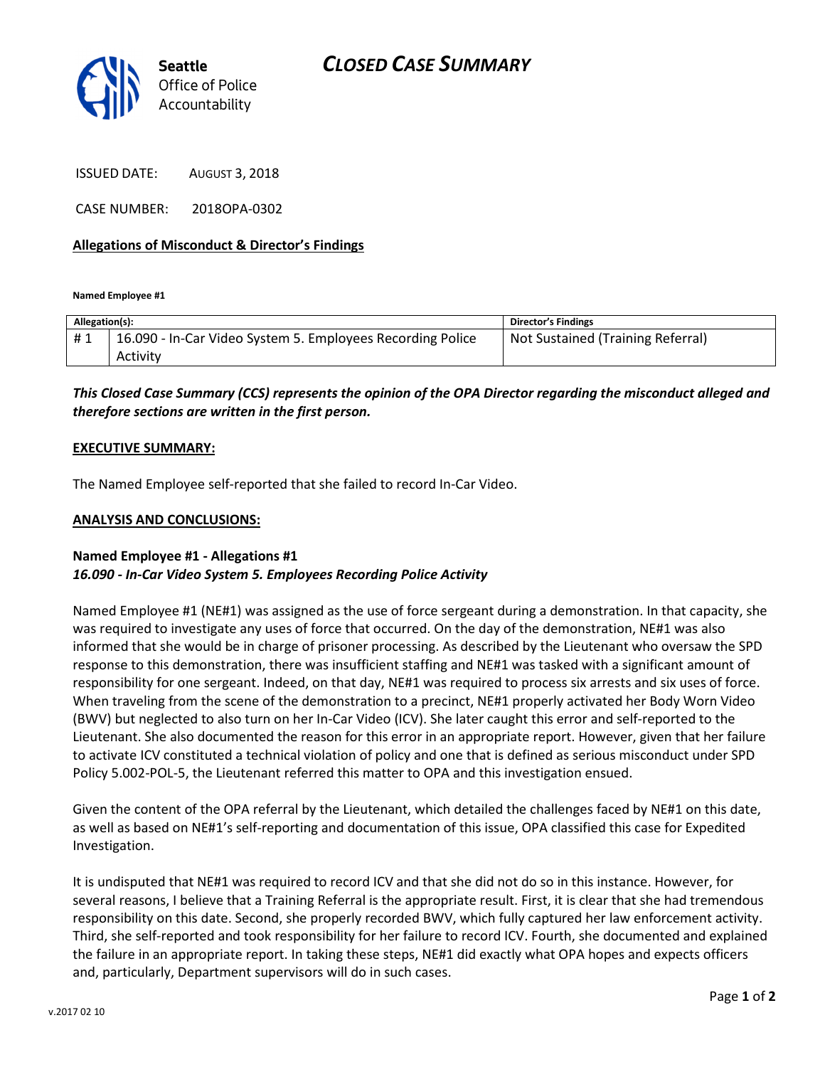**Seattle** Office of Police Accountability

# CLOSED CASE SUMMARY

ISSUED DATE: AUGUST 3, 2018

CASE NUMBER: 2018OPA-0302

## Allegations of Misconduct & Director's Findings

**Named Employee #1**

| Allegation(s): | | Director's Findings |
|---|---|---|
| # 1 | 16.090 - In-Car Video System 5. Employees Recording Police Activity | Not Sustained (Training Referral) |

***This Closed Case Summary (CCS) represents the opinion of the OPA Director regarding the misconduct alleged and therefore sections are written in the first person.***

**EXECUTIVE SUMMARY:**

The Named Employee self-reported that she failed to record In-Car Video.

**ANALYSIS AND CONCLUSIONS:**

**Named Employee #1 - Allegations #1**
***16.090 - In-Car Video System 5. Employees Recording Police Activity***

Named Employee #1 (NE#1) was assigned as the use of force sergeant during a demonstration. In that capacity, she was required to investigate any uses of force that occurred. On the day of the demonstration, NE#1 was also informed that she would be in charge of prisoner processing. As described by the Lieutenant who oversaw the SPD response to this demonstration, there was insufficient staffing and NE#1 was tasked with a significant amount of responsibility for one sergeant. Indeed, on that day, NE#1 was required to process six arrests and six uses of force. When traveling from the scene of the demonstration to a precinct, NE#1 properly activated her Body Worn Video (BWV) but neglected to also turn on her In-Car Video (ICV). She later caught this error and self-reported to the Lieutenant. She also documented the reason for this error in an appropriate report. However, given that her failure to activate ICV constituted a technical violation of policy and one that is defined as serious misconduct under SPD Policy 5.002-POL-5, the Lieutenant referred this matter to OPA and this investigation ensued.

Given the content of the OPA referral by the Lieutenant, which detailed the challenges faced by NE#1 on this date, as well as based on NE#1's self-reporting and documentation of this issue, OPA classified this case for Expedited Investigation.

It is undisputed that NE#1 was required to record ICV and that she did not do so in this instance. However, for several reasons, I believe that a Training Referral is the appropriate result. First, it is clear that she had tremendous responsibility on this date. Second, she properly recorded BWV, which fully captured her law enforcement activity. Third, she self-reported and took responsibility for her failure to record ICV. Fourth, she documented and explained the failure in an appropriate report. In taking these steps, NE#1 did exactly what OPA hopes and expects officers and, particularly, Department supervisors will do in such cases.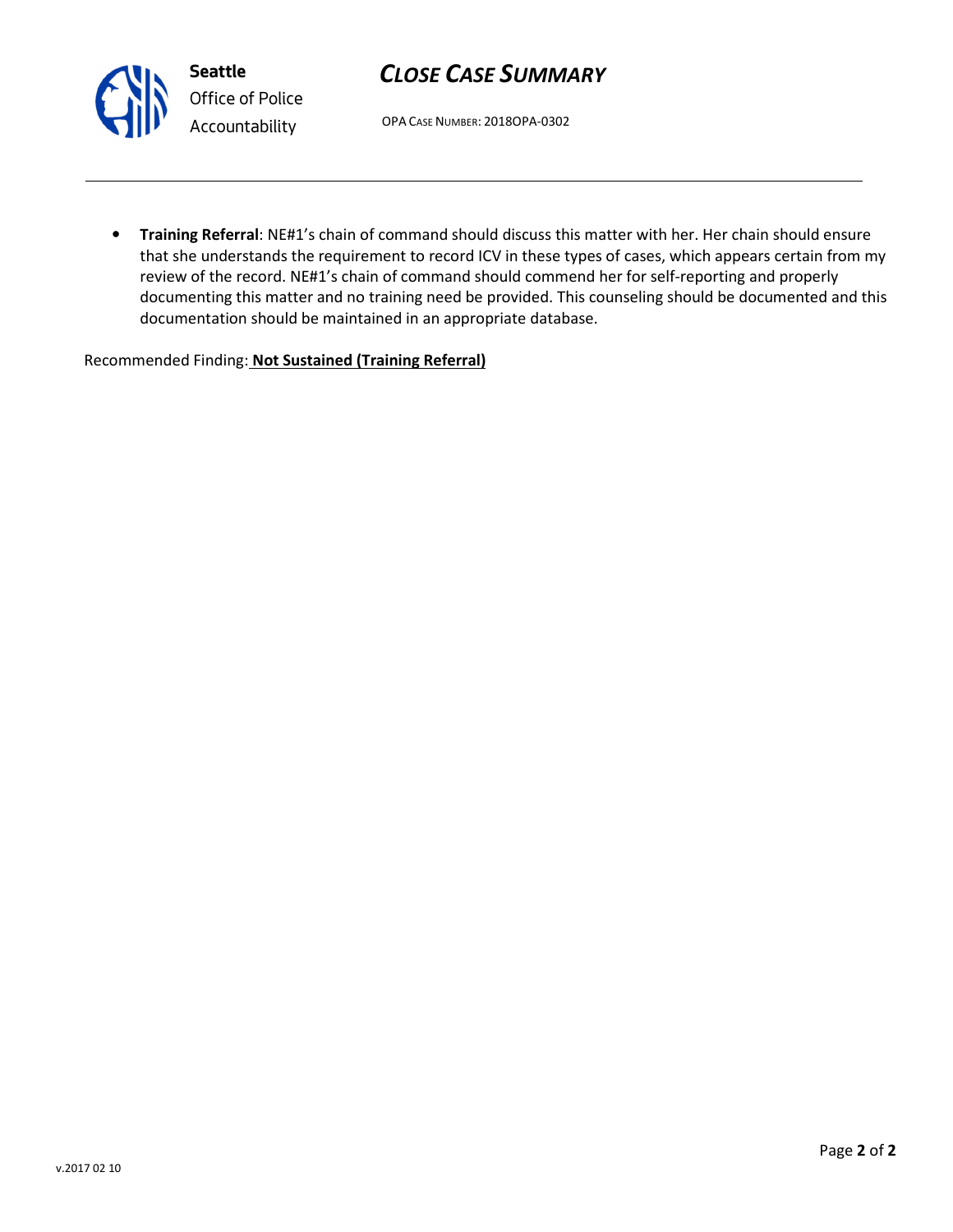- **Training Referral**: NE#1's chain of command should discuss this matter with her. Her chain should ensure that she understands the requirement to record ICV in these types of cases, which appears certain from my review of the record. NE#1's chain of command should commend her for self-reporting and properly documenting this matter and no training need be provided. This counseling should be documented and this documentation should be maintained in an appropriate database.

Recommended Finding: **Not Sustained (Training Referral)**